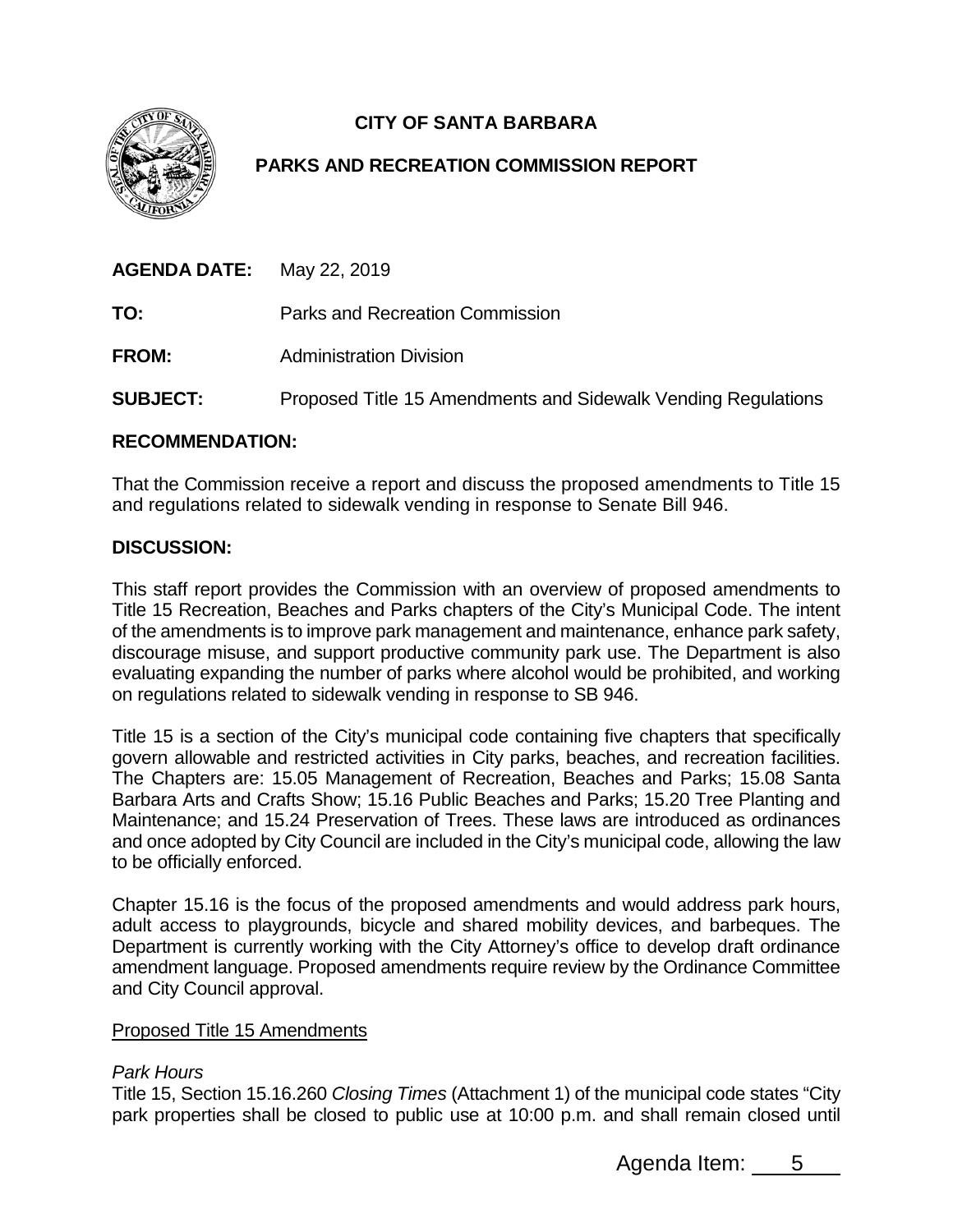**CITY OF SANTA BARBARA**

**PARKS AND RECREATION COMMISSION REPORT**

**AGENDA DATE:** May 22, 2019

**TO:** Parks and Recreation Commission

**FROM:** Administration Division

**SUBJECT:** Proposed Title 15 Amendments and Sidewalk Vending Regulations

## RECOMMENDATION:

That the Commission receive a report and discuss the proposed amendments to Title 15 and regulations related to sidewalk vending in response to Senate Bill 946.

## DISCUSSION:

This staff report provides the Commission with an overview of proposed amendments to Title 15 Recreation, Beaches and Parks chapters of the City's Municipal Code. The intent of the amendments is to improve park management and maintenance, enhance park safety, discourage misuse, and support productive community park use. The Department is also evaluating expanding the number of parks where alcohol would be prohibited, and working on regulations related to sidewalk vending in response to SB 946.

Title 15 is a section of the City's municipal code containing five chapters that specifically govern allowable and restricted activities in City parks, beaches, and recreation facilities. The Chapters are: 15.05 Management of Recreation, Beaches and Parks; 15.08 Santa Barbara Arts and Crafts Show; 15.16 Public Beaches and Parks; 15.20 Tree Planting and Maintenance; and 15.24 Preservation of Trees. These laws are introduced as ordinances and once adopted by City Council are included in the City's municipal code, allowing the law to be officially enforced.

Chapter 15.16 is the focus of the proposed amendments and would address park hours, adult access to playgrounds, bicycle and shared mobility devices, and barbeques. The Department is currently working with the City Attorney's office to develop draft ordinance amendment language. Proposed amendments require review by the Ordinance Committee and City Council approval.

<u>Proposed Title 15 Amendments</u>

*Park Hours*

Title 15, Section 15.16.260 *Closing Times* (Attachment 1) of the municipal code states "City park properties shall be closed to public use at 10:00 p.m. and shall remain closed until

Agenda Item: 5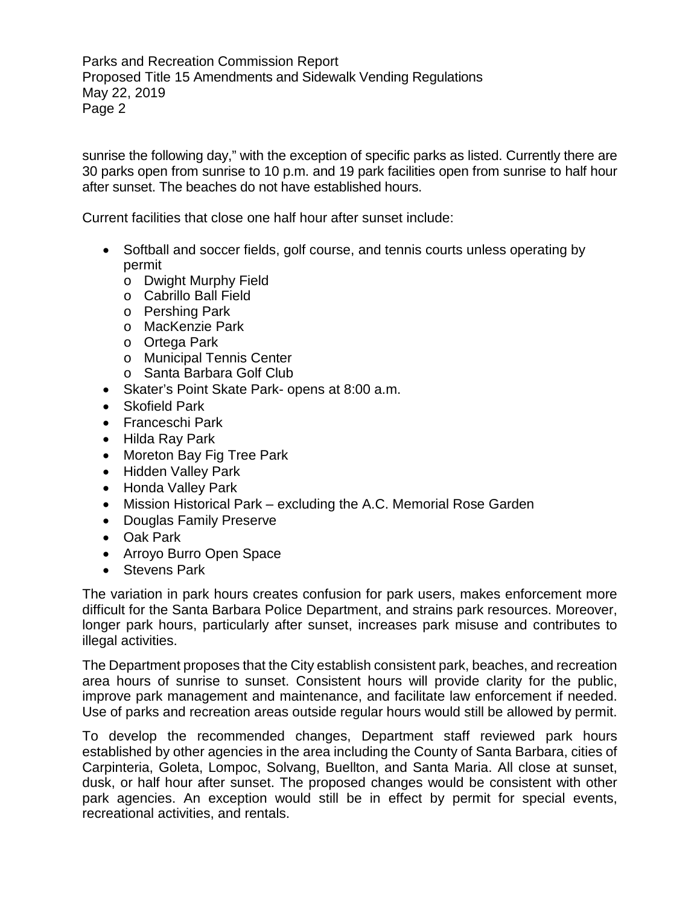sunrise the following day," with the exception of specific parks as listed. Currently there are 30 parks open from sunrise to 10 p.m. and 19 park facilities open from sunrise to half hour after sunset. The beaches do not have established hours.

Current facilities that close one half hour after sunset include:

- Softball and soccer fields, golf course, and tennis courts unless operating by permit
  - Dwight Murphy Field
  - Cabrillo Ball Field
  - Pershing Park
  - MacKenzie Park
  - Ortega Park
  - Municipal Tennis Center
  - Santa Barbara Golf Club
- Skater's Point Skate Park- opens at 8:00 a.m.
- Skofield Park
- Franceschi Park
- Hilda Ray Park
- Moreton Bay Fig Tree Park
- Hidden Valley Park
- Honda Valley Park
- Mission Historical Park – excluding the A.C. Memorial Rose Garden
- Douglas Family Preserve
- Oak Park
- Arroyo Burro Open Space
- Stevens Park

The variation in park hours creates confusion for park users, makes enforcement more difficult for the Santa Barbara Police Department, and strains park resources. Moreover, longer park hours, particularly after sunset, increases park misuse and contributes to illegal activities.

The Department proposes that the City establish consistent park, beaches, and recreation area hours of sunrise to sunset. Consistent hours will provide clarity for the public, improve park management and maintenance, and facilitate law enforcement if needed. Use of parks and recreation areas outside regular hours would still be allowed by permit.

To develop the recommended changes, Department staff reviewed park hours established by other agencies in the area including the County of Santa Barbara, cities of Carpinteria, Goleta, Lompoc, Solvang, Buellton, and Santa Maria. All close at sunset, dusk, or half hour after sunset. The proposed changes would be consistent with other park agencies. An exception would still be in effect by permit for special events, recreational activities, and rentals.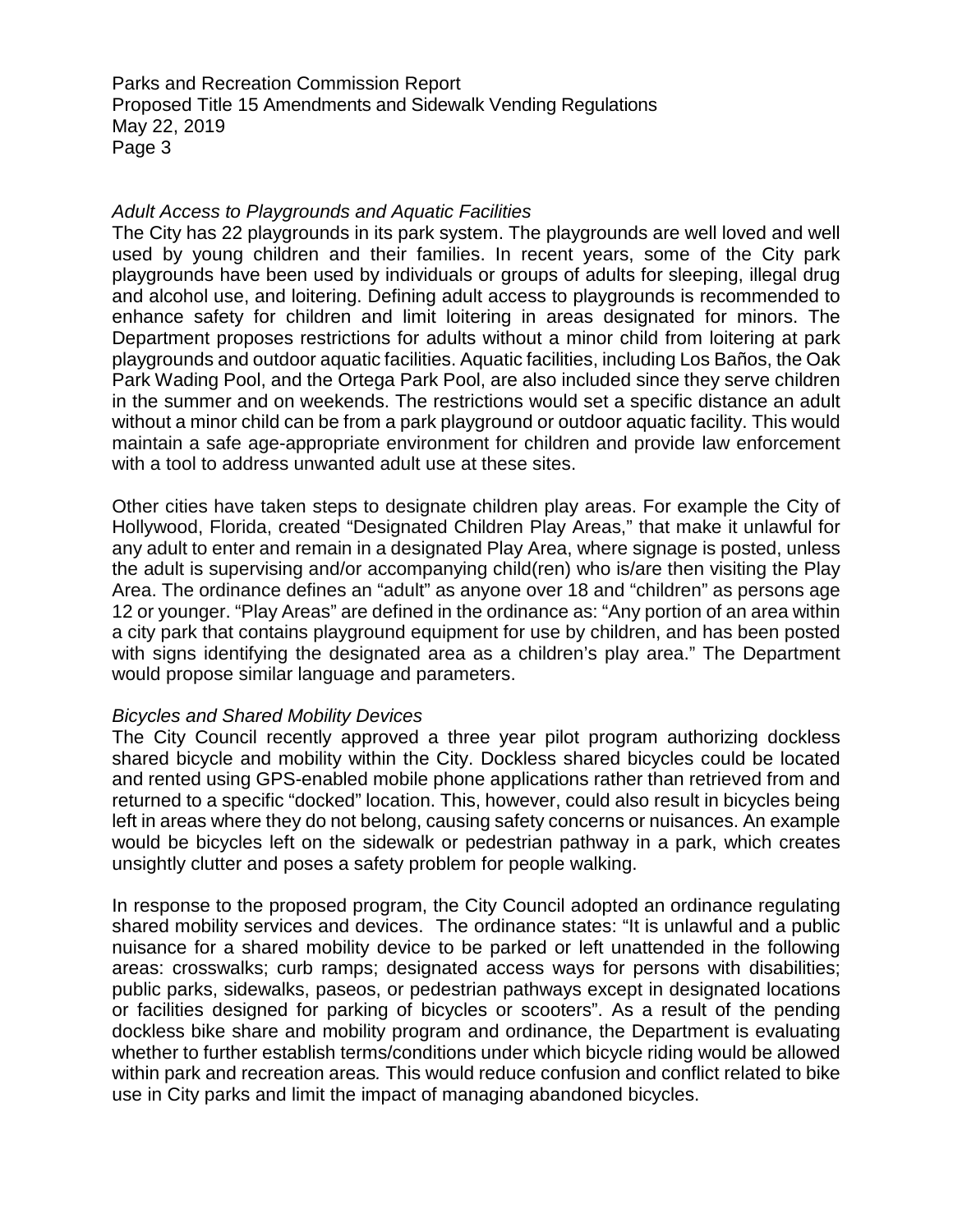*Adult Access to Playgrounds and Aquatic Facilities*

The City has 22 playgrounds in its park system. The playgrounds are well loved and well used by young children and their families. In recent years, some of the City park playgrounds have been used by individuals or groups of adults for sleeping, illegal drug and alcohol use, and loitering. Defining adult access to playgrounds is recommended to enhance safety for children and limit loitering in areas designated for minors. The Department proposes restrictions for adults without a minor child from loitering at park playgrounds and outdoor aquatic facilities. Aquatic facilities, including Los Baños, the Oak Park Wading Pool, and the Ortega Park Pool, are also included since they serve children in the summer and on weekends. The restrictions would set a specific distance an adult without a minor child can be from a park playground or outdoor aquatic facility. This would maintain a safe age-appropriate environment for children and provide law enforcement with a tool to address unwanted adult use at these sites.

Other cities have taken steps to designate children play areas. For example the City of Hollywood, Florida, created "Designated Children Play Areas," that make it unlawful for any adult to enter and remain in a designated Play Area, where signage is posted, unless the adult is supervising and/or accompanying child(ren) who is/are then visiting the Play Area. The ordinance defines an "adult" as anyone over 18 and "children" as persons age 12 or younger. "Play Areas" are defined in the ordinance as: "Any portion of an area within a city park that contains playground equipment for use by children, and has been posted with signs identifying the designated area as a children's play area." The Department would propose similar language and parameters.

*Bicycles and Shared Mobility Devices*

The City Council recently approved a three year pilot program authorizing dockless shared bicycle and mobility within the City. Dockless shared bicycles could be located and rented using GPS-enabled mobile phone applications rather than retrieved from and returned to a specific "docked" location. This, however, could also result in bicycles being left in areas where they do not belong, causing safety concerns or nuisances. An example would be bicycles left on the sidewalk or pedestrian pathway in a park, which creates unsightly clutter and poses a safety problem for people walking.

In response to the proposed program, the City Council adopted an ordinance regulating shared mobility services and devices. The ordinance states: "It is unlawful and a public nuisance for a shared mobility device to be parked or left unattended in the following areas: crosswalks; curb ramps; designated access ways for persons with disabilities; public parks, sidewalks, paseos, or pedestrian pathways except in designated locations or facilities designed for parking of bicycles or scooters". As a result of the pending dockless bike share and mobility program and ordinance, the Department is evaluating whether to further establish terms/conditions under which bicycle riding would be allowed within park and recreation areas. This would reduce confusion and conflict related to bike use in City parks and limit the impact of managing abandoned bicycles.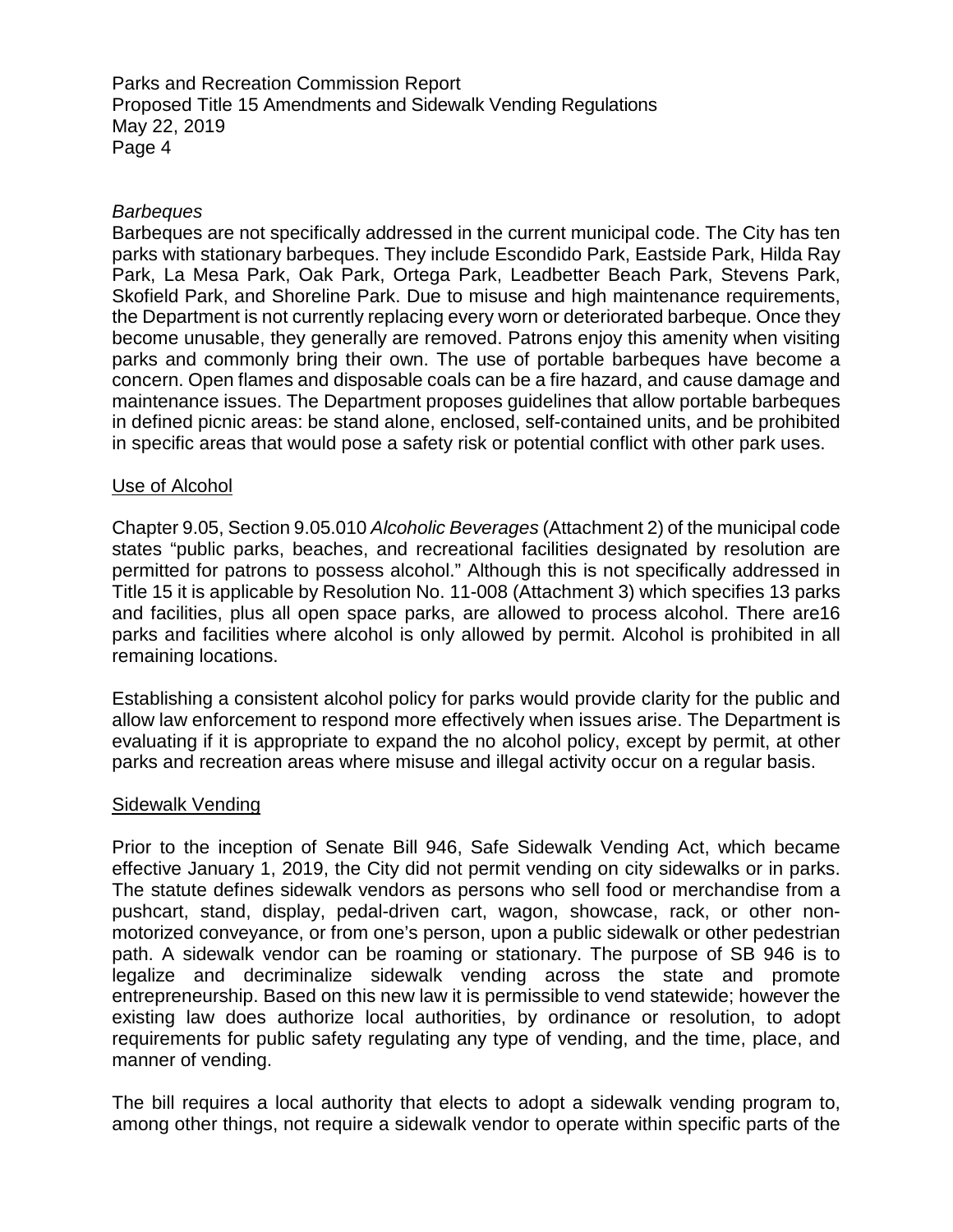*Barbeques*

Barbeques are not specifically addressed in the current municipal code. The City has ten parks with stationary barbeques. They include Escondido Park, Eastside Park, Hilda Ray Park, La Mesa Park, Oak Park, Ortega Park, Leadbetter Beach Park, Stevens Park, Skofield Park, and Shoreline Park. Due to misuse and high maintenance requirements, the Department is not currently replacing every worn or deteriorated barbeque. Once they become unusable, they generally are removed. Patrons enjoy this amenity when visiting parks and commonly bring their own. The use of portable barbeques have become a concern. Open flames and disposable coals can be a fire hazard, and cause damage and maintenance issues. The Department proposes guidelines that allow portable barbeques in defined picnic areas: be stand alone, enclosed, self-contained units, and be prohibited in specific areas that would pose a safety risk or potential conflict with other park uses.

## Use of Alcohol

Chapter 9.05, Section 9.05.010 *Alcoholic Beverages* (Attachment 2) of the municipal code states "public parks, beaches, and recreational facilities designated by resolution are permitted for patrons to possess alcohol." Although this is not specifically addressed in Title 15 it is applicable by Resolution No. 11-008 (Attachment 3) which specifies 13 parks and facilities, plus all open space parks, are allowed to process alcohol. There are16 parks and facilities where alcohol is only allowed by permit. Alcohol is prohibited in all remaining locations.

Establishing a consistent alcohol policy for parks would provide clarity for the public and allow law enforcement to respond more effectively when issues arise. The Department is evaluating if it is appropriate to expand the no alcohol policy, except by permit, at other parks and recreation areas where misuse and illegal activity occur on a regular basis.

## Sidewalk Vending

Prior to the inception of Senate Bill 946, Safe Sidewalk Vending Act, which became effective January 1, 2019, the City did not permit vending on city sidewalks or in parks. The statute defines sidewalk vendors as persons who sell food or merchandise from a pushcart, stand, display, pedal-driven cart, wagon, showcase, rack, or other non-motorized conveyance, or from one's person, upon a public sidewalk or other pedestrian path. A sidewalk vendor can be roaming or stationary. The purpose of SB 946 is to legalize and decriminalize sidewalk vending across the state and promote entrepreneurship. Based on this new law it is permissible to vend statewide; however the existing law does authorize local authorities, by ordinance or resolution, to adopt requirements for public safety regulating any type of vending, and the time, place, and manner of vending.

The bill requires a local authority that elects to adopt a sidewalk vending program to, among other things, not require a sidewalk vendor to operate within specific parts of the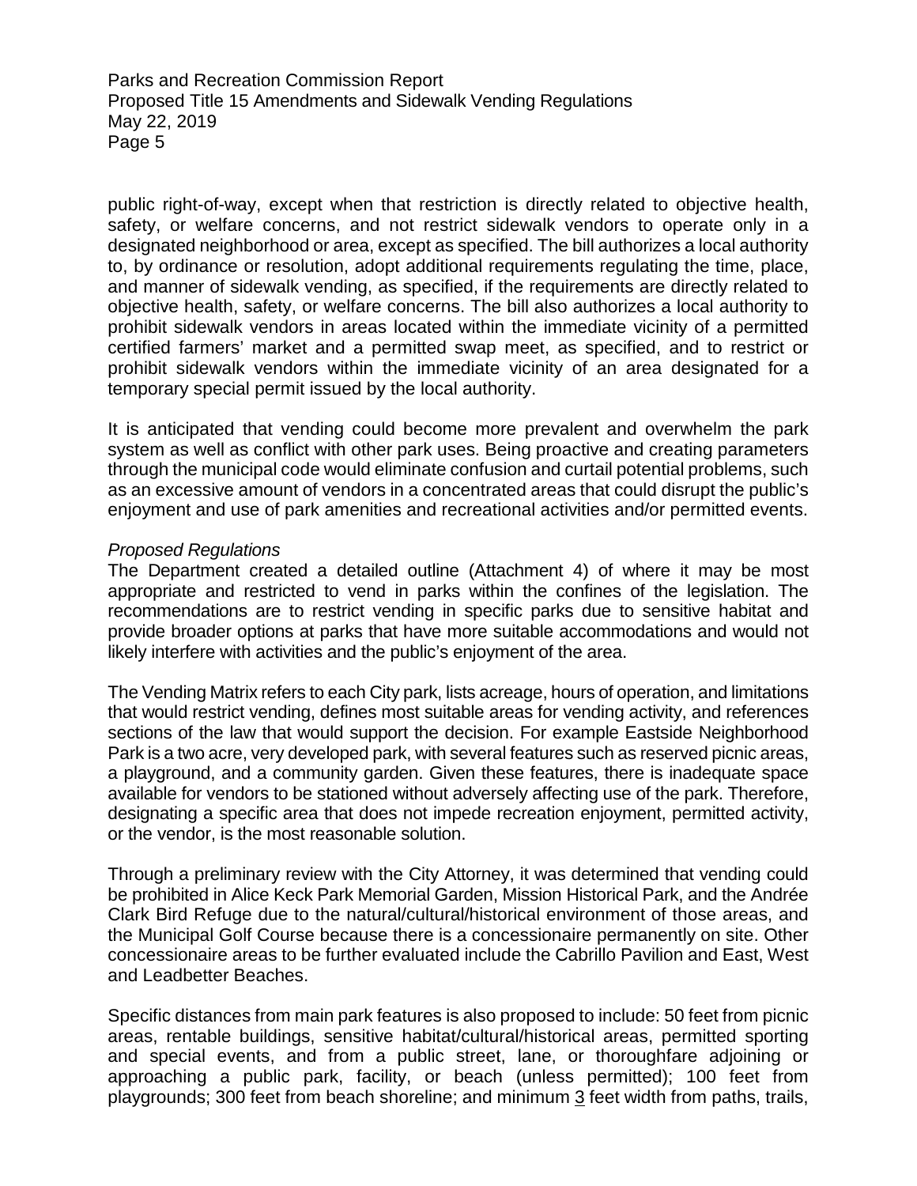public right-of-way, except when that restriction is directly related to objective health, safety, or welfare concerns, and not restrict sidewalk vendors to operate only in a designated neighborhood or area, except as specified. The bill authorizes a local authority to, by ordinance or resolution, adopt additional requirements regulating the time, place, and manner of sidewalk vending, as specified, if the requirements are directly related to objective health, safety, or welfare concerns. The bill also authorizes a local authority to prohibit sidewalk vendors in areas located within the immediate vicinity of a permitted certified farmers' market and a permitted swap meet, as specified, and to restrict or prohibit sidewalk vendors within the immediate vicinity of an area designated for a temporary special permit issued by the local authority.

It is anticipated that vending could become more prevalent and overwhelm the park system as well as conflict with other park uses. Being proactive and creating parameters through the municipal code would eliminate confusion and curtail potential problems, such as an excessive amount of vendors in a concentrated areas that could disrupt the public's enjoyment and use of park amenities and recreational activities and/or permitted events.

*Proposed Regulations*

The Department created a detailed outline (Attachment 4) of where it may be most appropriate and restricted to vend in parks within the confines of the legislation. The recommendations are to restrict vending in specific parks due to sensitive habitat and provide broader options at parks that have more suitable accommodations and would not likely interfere with activities and the public's enjoyment of the area.

The Vending Matrix refers to each City park, lists acreage, hours of operation, and limitations that would restrict vending, defines most suitable areas for vending activity, and references sections of the law that would support the decision. For example Eastside Neighborhood Park is a two acre, very developed park, with several features such as reserved picnic areas, a playground, and a community garden. Given these features, there is inadequate space available for vendors to be stationed without adversely affecting use of the park. Therefore, designating a specific area that does not impede recreation enjoyment, permitted activity, or the vendor, is the most reasonable solution.

Through a preliminary review with the City Attorney, it was determined that vending could be prohibited in Alice Keck Park Memorial Garden, Mission Historical Park, and the Andrée Clark Bird Refuge due to the natural/cultural/historical environment of those areas, and the Municipal Golf Course because there is a concessionaire permanently on site. Other concessionaire areas to be further evaluated include the Cabrillo Pavilion and East, West and Leadbetter Beaches.

Specific distances from main park features is also proposed to include: 50 feet from picnic areas, rentable buildings, sensitive habitat/cultural/historical areas, permitted sporting and special events, and from a public street, lane, or thoroughfare adjoining or approaching a public park, facility, or beach (unless permitted); 100 feet from playgrounds; 300 feet from beach shoreline; and minimum <u>3</u> feet width from paths, trails,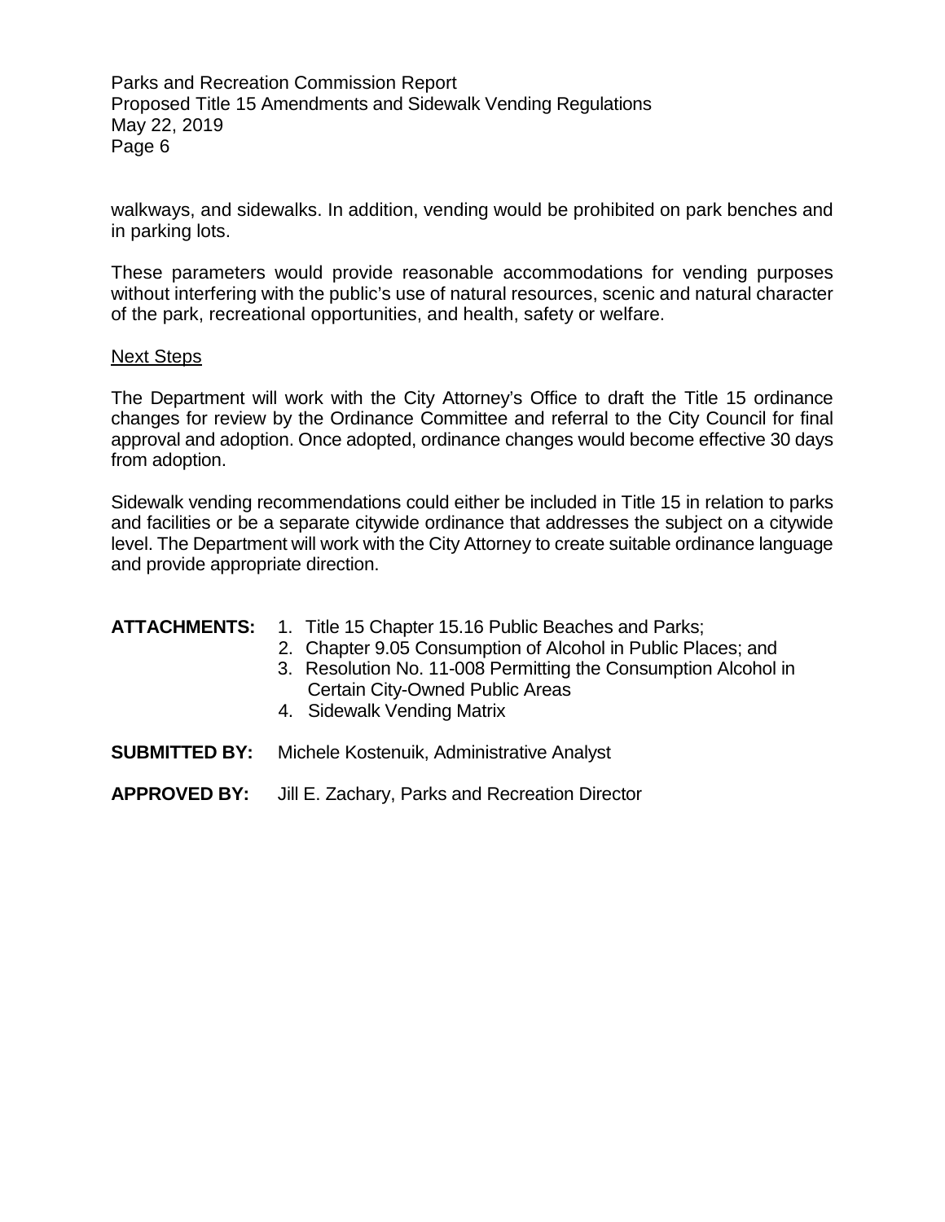walkways, and sidewalks. In addition, vending would be prohibited on park benches and in parking lots.

These parameters would provide reasonable accommodations for vending purposes without interfering with the public's use of natural resources, scenic and natural character of the park, recreational opportunities, and health, safety or welfare.

## Next Steps

The Department will work with the City Attorney's Office to draft the Title 15 ordinance changes for review by the Ordinance Committee and referral to the City Council for final approval and adoption. Once adopted, ordinance changes would become effective 30 days from adoption.

Sidewalk vending recommendations could either be included in Title 15 in relation to parks and facilities or be a separate citywide ordinance that addresses the subject on a citywide level. The Department will work with the City Attorney to create suitable ordinance language and provide appropriate direction.

**ATTACHMENTS:**
1. Title 15 Chapter 15.16 Public Beaches and Parks;
2. Chapter 9.05 Consumption of Alcohol in Public Places; and
3. Resolution No. 11-008 Permitting the Consumption Alcohol in Certain City-Owned Public Areas
4. Sidewalk Vending Matrix

**SUBMITTED BY:** Michele Kostenuik, Administrative Analyst

**APPROVED BY:** Jill E. Zachary, Parks and Recreation Director